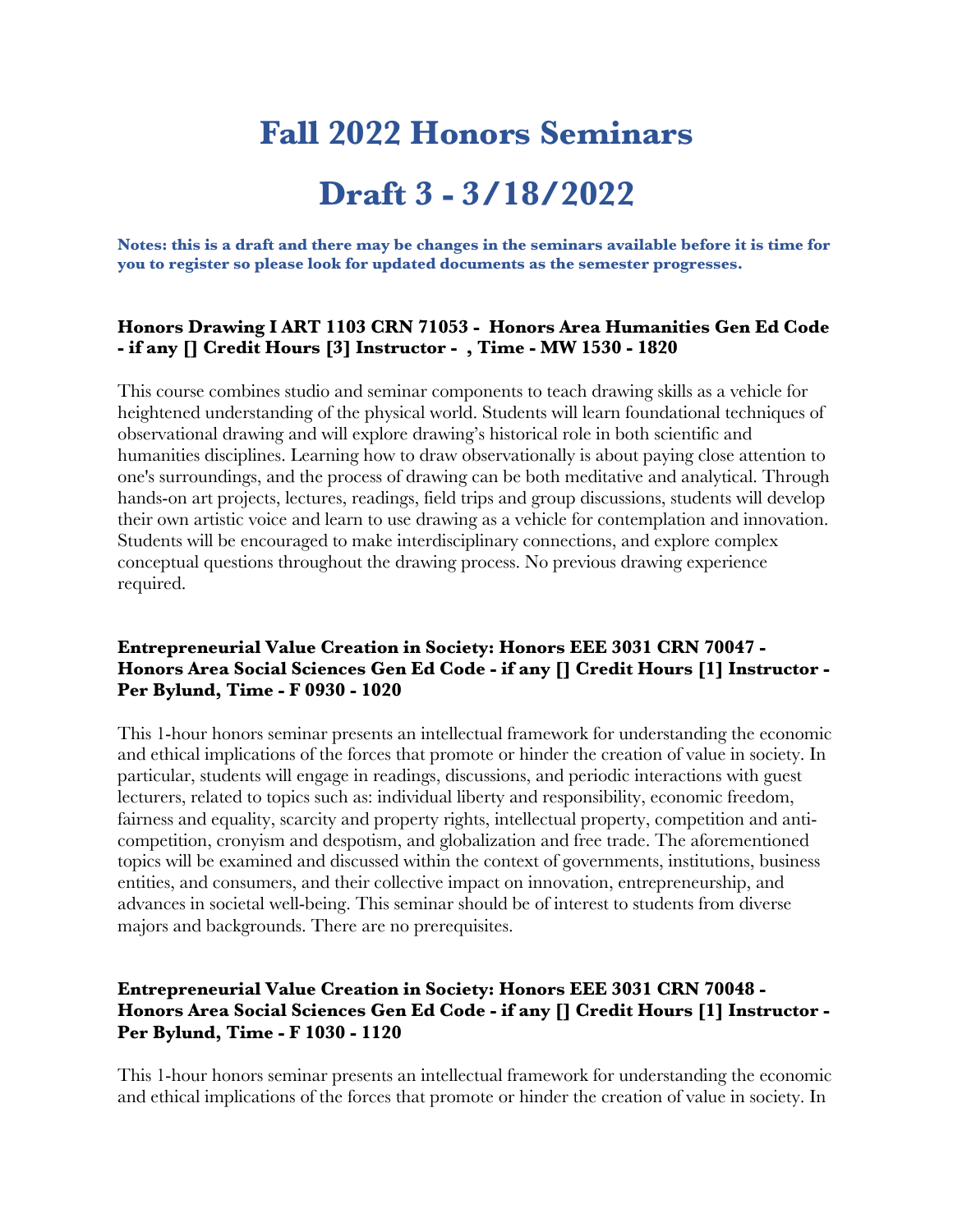# Fall 2022 Honors Seminars

# Draft 3 - 3/18/2022

**Notes: this is a draft and there may be changes in the seminars available before it is time for you to register so please look for updated documents as the semester progresses.**

### Honors Drawing I ART 1103 CRN 71053 - Honors Area Humanities Gen Ed Code - if any [] Credit Hours [3] Instructor - , Time - MW 1530 - 1820

This course combines studio and seminar components to teach drawing skills as a vehicle for heightened understanding of the physical world. Students will learn foundational techniques of observational drawing and will explore drawing's historical role in both scientific and humanities disciplines. Learning how to draw observationally is about paying close attention to one's surroundings, and the process of drawing can be both meditative and analytical. Through hands-on art projects, lectures, readings, field trips and group discussions, students will develop their own artistic voice and learn to use drawing as a vehicle for contemplation and innovation. Students will be encouraged to make interdisciplinary connections, and explore complex conceptual questions throughout the drawing process. No previous drawing experience required.

### Entrepreneurial Value Creation in Society: Honors EEE 3031 CRN 70047 - Honors Area Social Sciences Gen Ed Code - if any [] Credit Hours [1] Instructor - Per Bylund, Time - F 0930 - 1020

This 1-hour honors seminar presents an intellectual framework for understanding the economic and ethical implications of the forces that promote or hinder the creation of value in society. In particular, students will engage in readings, discussions, and periodic interactions with guest lecturers, related to topics such as: individual liberty and responsibility, economic freedom, fairness and equality, scarcity and property rights, intellectual property, competition and anti-competition, cronyism and despotism, and globalization and free trade. The aforementioned topics will be examined and discussed within the context of governments, institutions, business entities, and consumers, and their collective impact on innovation, entrepreneurship, and advances in societal well-being. This seminar should be of interest to students from diverse majors and backgrounds. There are no prerequisites.

### Entrepreneurial Value Creation in Society: Honors EEE 3031 CRN 70048 - Honors Area Social Sciences Gen Ed Code - if any [] Credit Hours [1] Instructor - Per Bylund, Time - F 1030 - 1120

This 1-hour honors seminar presents an intellectual framework for understanding the economic and ethical implications of the forces that promote or hinder the creation of value in society. In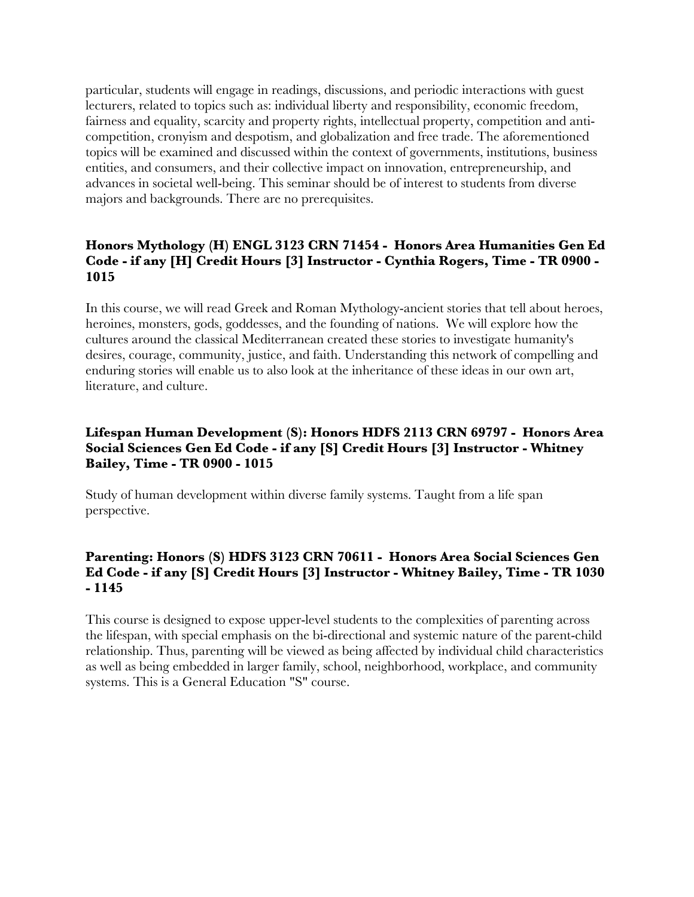particular, students will engage in readings, discussions, and periodic interactions with guest lecturers, related to topics such as: individual liberty and responsibility, economic freedom, fairness and equality, scarcity and property rights, intellectual property, competition and anti-competition, cronyism and despotism, and globalization and free trade. The aforementioned topics will be examined and discussed within the context of governments, institutions, business entities, and consumers, and their collective impact on innovation, entrepreneurship, and advances in societal well-being. This seminar should be of interest to students from diverse majors and backgrounds. There are no prerequisites.

### Honors Mythology (H) ENGL 3123 CRN 71454 - Honors Area Humanities Gen Ed Code - if any [H] Credit Hours [3] Instructor - Cynthia Rogers, Time - TR 0900 - 1015

In this course, we will read Greek and Roman Mythology-ancient stories that tell about heroes, heroines, monsters, gods, goddesses, and the founding of nations. We will explore how the cultures around the classical Mediterranean created these stories to investigate humanity's desires, courage, community, justice, and faith. Understanding this network of compelling and enduring stories will enable us to also look at the inheritance of these ideas in our own art, literature, and culture.

### Lifespan Human Development (S): Honors HDFS 2113 CRN 69797 - Honors Area Social Sciences Gen Ed Code - if any [S] Credit Hours [3] Instructor - Whitney Bailey, Time - TR 0900 - 1015

Study of human development within diverse family systems. Taught from a life span perspective.

### Parenting: Honors (S) HDFS 3123 CRN 70611 - Honors Area Social Sciences Gen Ed Code - if any [S] Credit Hours [3] Instructor - Whitney Bailey, Time - TR 1030 - 1145

This course is designed to expose upper-level students to the complexities of parenting across the lifespan, with special emphasis on the bi-directional and systemic nature of the parent-child relationship. Thus, parenting will be viewed as being affected by individual child characteristics as well as being embedded in larger family, school, neighborhood, workplace, and community systems. This is a General Education "S" course.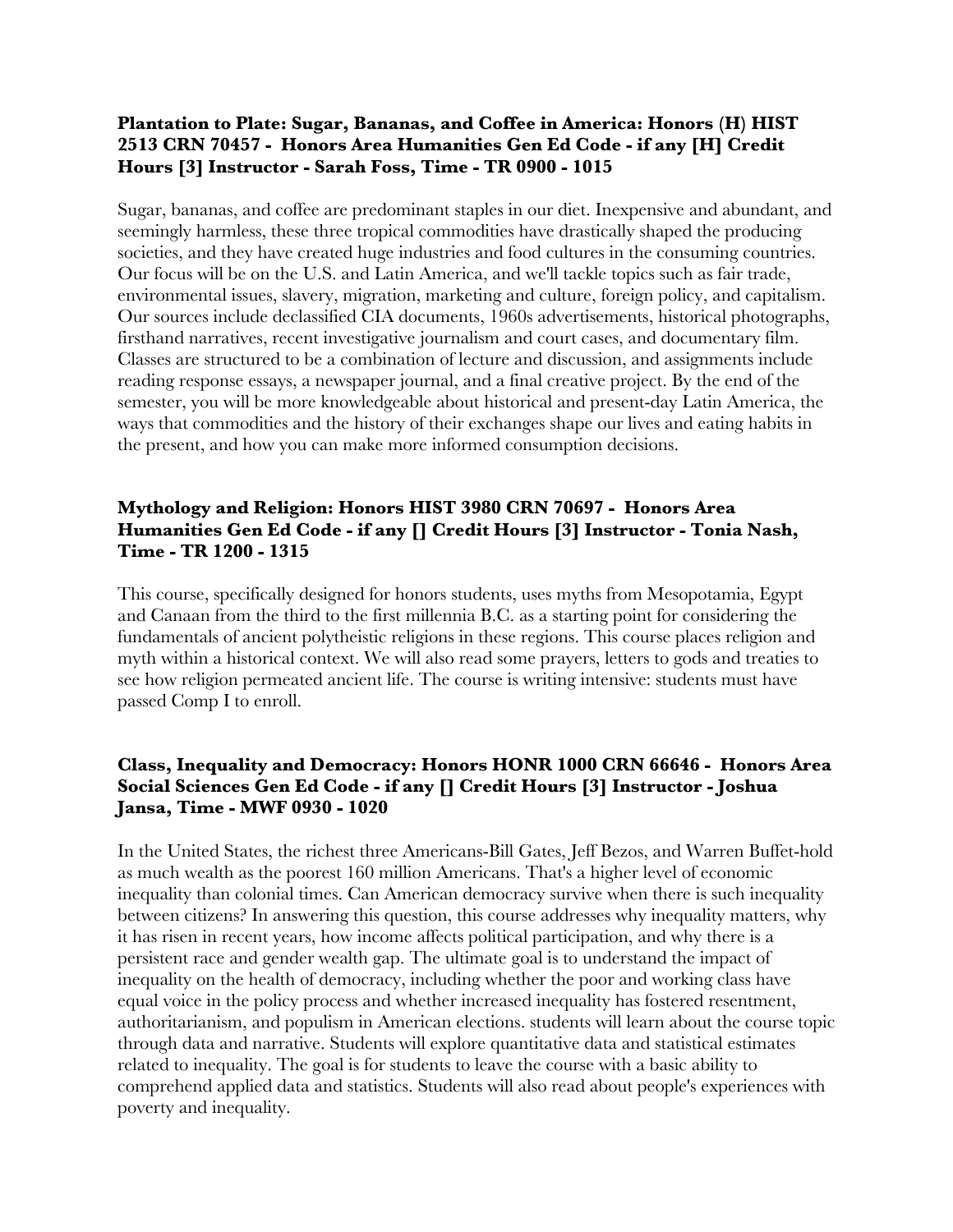**Plantation to Plate: Sugar, Bananas, and Coffee in America: Honors (H) HIST 2513 CRN 70457 - Honors Area Humanities Gen Ed Code - if any [H] Credit Hours [3] Instructor - Sarah Foss, Time - TR 0900 - 1015**

Sugar, bananas, and coffee are predominant staples in our diet. Inexpensive and abundant, and seemingly harmless, these three tropical commodities have drastically shaped the producing societies, and they have created huge industries and food cultures in the consuming countries. Our focus will be on the U.S. and Latin America, and we'll tackle topics such as fair trade, environmental issues, slavery, migration, marketing and culture, foreign policy, and capitalism. Our sources include declassified CIA documents, 1960s advertisements, historical photographs, firsthand narratives, recent investigative journalism and court cases, and documentary film. Classes are structured to be a combination of lecture and discussion, and assignments include reading response essays, a newspaper journal, and a final creative project. By the end of the semester, you will be more knowledgeable about historical and present-day Latin America, the ways that commodities and the history of their exchanges shape our lives and eating habits in the present, and how you can make more informed consumption decisions.

**Mythology and Religion: Honors HIST 3980 CRN 70697 - Honors Area Humanities Gen Ed Code - if any [] Credit Hours [3] Instructor - Tonia Nash, Time - TR 1200 - 1315**

This course, specifically designed for honors students, uses myths from Mesopotamia, Egypt and Canaan from the third to the first millennia B.C. as a starting point for considering the fundamentals of ancient polytheistic religions in these regions. This course places religion and myth within a historical context. We will also read some prayers, letters to gods and treaties to see how religion permeated ancient life. The course is writing intensive: students must have passed Comp I to enroll.

**Class, Inequality and Democracy: Honors HONR 1000 CRN 66646 - Honors Area Social Sciences Gen Ed Code - if any [] Credit Hours [3] Instructor - Joshua Jansa, Time - MWF 0930 - 1020**

In the United States, the richest three Americans-Bill Gates, Jeff Bezos, and Warren Buffet-hold as much wealth as the poorest 160 million Americans. That's a higher level of economic inequality than colonial times. Can American democracy survive when there is such inequality between citizens? In answering this question, this course addresses why inequality matters, why it has risen in recent years, how income affects political participation, and why there is a persistent race and gender wealth gap. The ultimate goal is to understand the impact of inequality on the health of democracy, including whether the poor and working class have equal voice in the policy process and whether increased inequality has fostered resentment, authoritarianism, and populism in American elections. students will learn about the course topic through data and narrative. Students will explore quantitative data and statistical estimates related to inequality. The goal is for students to leave the course with a basic ability to comprehend applied data and statistics. Students will also read about people's experiences with poverty and inequality.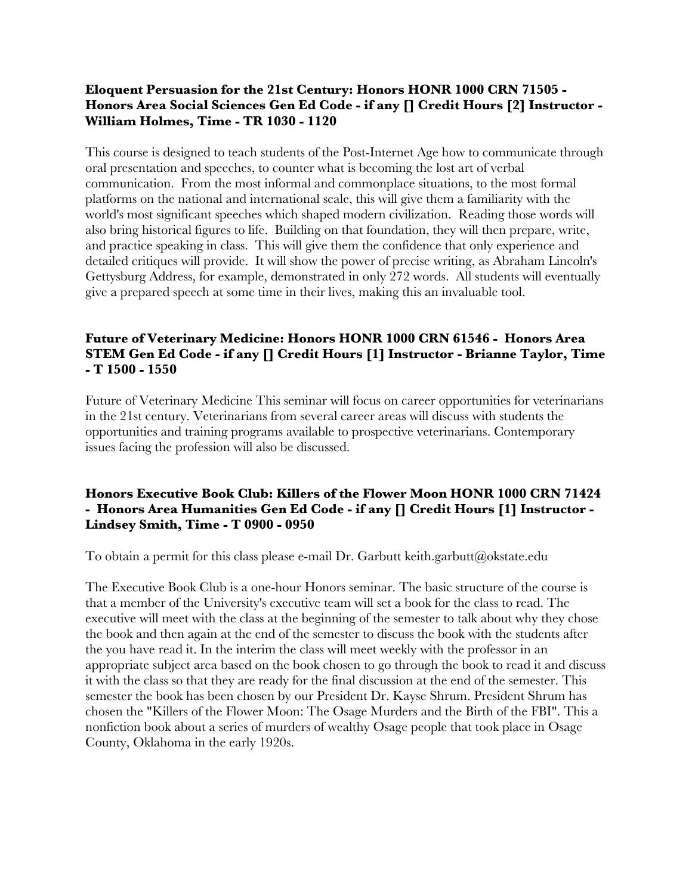**Eloquent Persuasion for the 21st Century: Honors HONR 1000 CRN 71505 - Honors Area Social Sciences Gen Ed Code - if any [] Credit Hours [2] Instructor - William Holmes, Time - TR 1030 - 1120**

This course is designed to teach students of the Post-Internet Age how to communicate through oral presentation and speeches, to counter what is becoming the lost art of verbal communication. From the most informal and commonplace situations, to the most formal platforms on the national and international scale, this will give them a familiarity with the world's most significant speeches which shaped modern civilization. Reading those words will also bring historical figures to life. Building on that foundation, they will then prepare, write, and practice speaking in class. This will give them the confidence that only experience and detailed critiques will provide. It will show the power of precise writing, as Abraham Lincoln's Gettysburg Address, for example, demonstrated in only 272 words. All students will eventually give a prepared speech at some time in their lives, making this an invaluable tool.

**Future of Veterinary Medicine: Honors HONR 1000 CRN 61546 - Honors Area STEM Gen Ed Code - if any [] Credit Hours [1] Instructor - Brianne Taylor, Time - T 1500 - 1550**

Future of Veterinary Medicine This seminar will focus on career opportunities for veterinarians in the 21st century. Veterinarians from several career areas will discuss with students the opportunities and training programs available to prospective veterinarians. Contemporary issues facing the profession will also be discussed.

**Honors Executive Book Club: Killers of the Flower Moon HONR 1000 CRN 71424 - Honors Area Humanities Gen Ed Code - if any [] Credit Hours [1] Instructor - Lindsey Smith, Time - T 0900 - 0950**

To obtain a permit for this class please e-mail Dr. Garbutt keith.garbutt@okstate.edu

The Executive Book Club is a one-hour Honors seminar. The basic structure of the course is that a member of the University's executive team will set a book for the class to read. The executive will meet with the class at the beginning of the semester to talk about why they chose the book and then again at the end of the semester to discuss the book with the students after the you have read it. In the interim the class will meet weekly with the professor in an appropriate subject area based on the book chosen to go through the book to read it and discuss it with the class so that they are ready for the final discussion at the end of the semester. This semester the book has been chosen by our President Dr. Kayse Shrum. President Shrum has chosen the "Killers of the Flower Moon: The Osage Murders and the Birth of the FBI". This a nonfiction book about a series of murders of wealthy Osage people that took place in Osage County, Oklahoma in the early 1920s.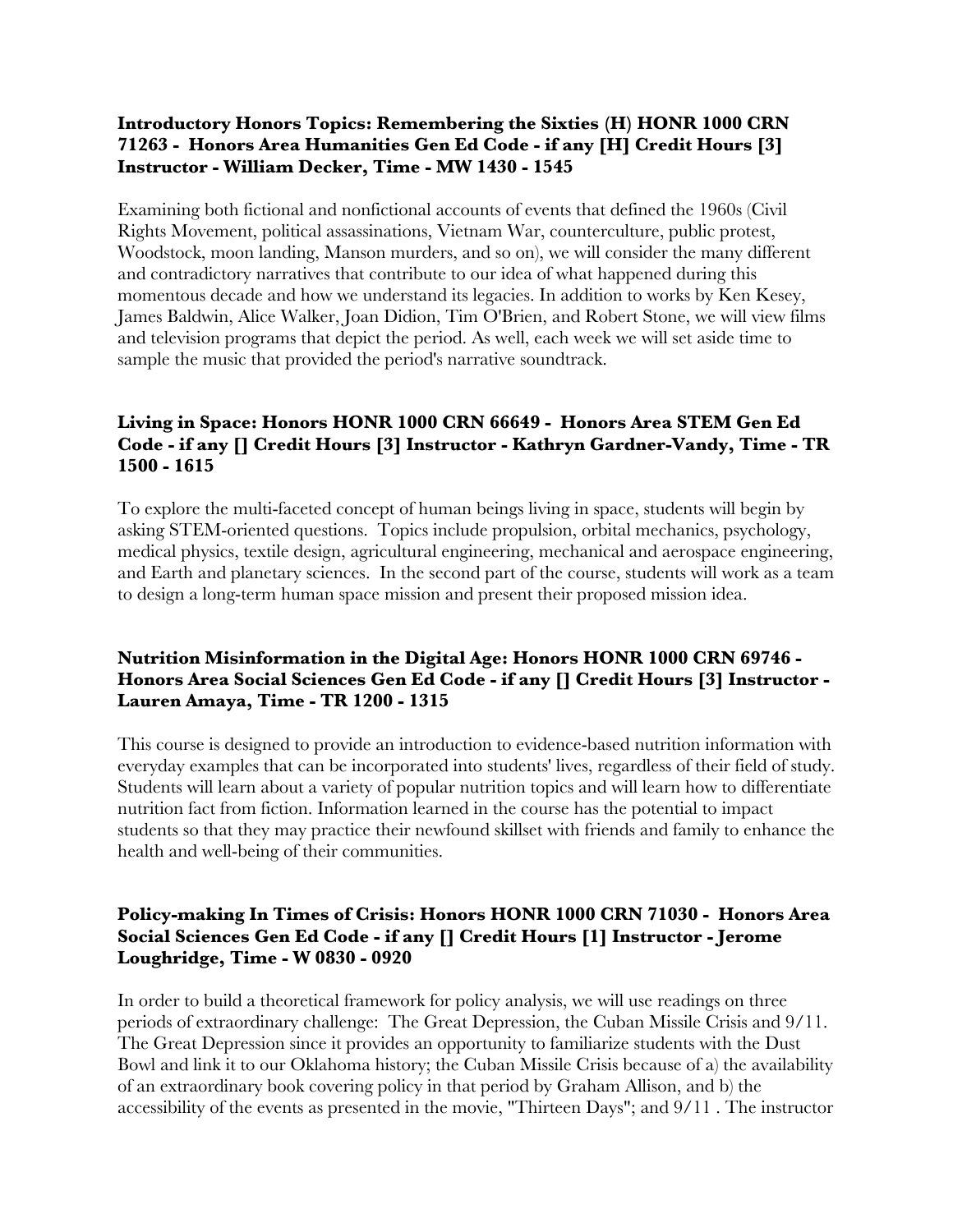**Introductory Honors Topics: Remembering the Sixties (H) HONR 1000 CRN 71263 - Honors Area Humanities Gen Ed Code - if any [H] Credit Hours [3] Instructor - William Decker, Time - MW 1430 - 1545**

Examining both fictional and nonfictional accounts of events that defined the 1960s (Civil Rights Movement, political assassinations, Vietnam War, counterculture, public protest, Woodstock, moon landing, Manson murders, and so on), we will consider the many different and contradictory narratives that contribute to our idea of what happened during this momentous decade and how we understand its legacies. In addition to works by Ken Kesey, James Baldwin, Alice Walker, Joan Didion, Tim O'Brien, and Robert Stone, we will view films and television programs that depict the period. As well, each week we will set aside time to sample the music that provided the period's narrative soundtrack.

**Living in Space: Honors HONR 1000 CRN 66649 - Honors Area STEM Gen Ed Code - if any [] Credit Hours [3] Instructor - Kathryn Gardner-Vandy, Time - TR 1500 - 1615**

To explore the multi-faceted concept of human beings living in space, students will begin by asking STEM-oriented questions. Topics include propulsion, orbital mechanics, psychology, medical physics, textile design, agricultural engineering, mechanical and aerospace engineering, and Earth and planetary sciences. In the second part of the course, students will work as a team to design a long-term human space mission and present their proposed mission idea.

**Nutrition Misinformation in the Digital Age: Honors HONR 1000 CRN 69746 - Honors Area Social Sciences Gen Ed Code - if any [] Credit Hours [3] Instructor - Lauren Amaya, Time - TR 1200 - 1315**

This course is designed to provide an introduction to evidence-based nutrition information with everyday examples that can be incorporated into students' lives, regardless of their field of study. Students will learn about a variety of popular nutrition topics and will learn how to differentiate nutrition fact from fiction. Information learned in the course has the potential to impact students so that they may practice their newfound skillset with friends and family to enhance the health and well-being of their communities.

**Policy-making In Times of Crisis: Honors HONR 1000 CRN 71030 - Honors Area Social Sciences Gen Ed Code - if any [] Credit Hours [1] Instructor - Jerome Loughridge, Time - W 0830 - 0920**

In order to build a theoretical framework for policy analysis, we will use readings on three periods of extraordinary challenge: The Great Depression, the Cuban Missile Crisis and 9/11. The Great Depression since it provides an opportunity to familiarize students with the Dust Bowl and link it to our Oklahoma history; the Cuban Missile Crisis because of a) the availability of an extraordinary book covering policy in that period by Graham Allison, and b) the accessibility of the events as presented in the movie, "Thirteen Days"; and 9/11 . The instructor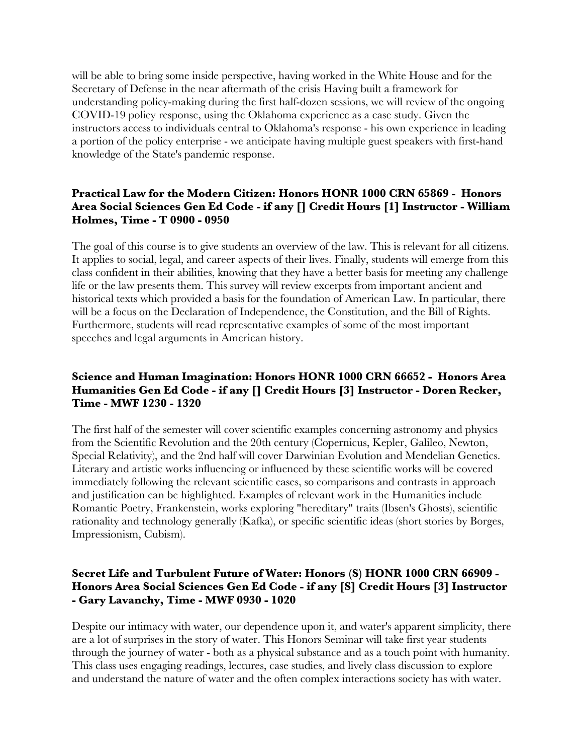will be able to bring some inside perspective, having worked in the White House and for the Secretary of Defense in the near aftermath of the crisis Having built a framework for understanding policy-making during the first half-dozen sessions, we will review of the ongoing COVID-19 policy response, using the Oklahoma experience as a case study. Given the instructors access to individuals central to Oklahoma's response - his own experience in leading a portion of the policy enterprise - we anticipate having multiple guest speakers with first-hand knowledge of the State's pandemic response.

### Practical Law for the Modern Citizen: Honors HONR 1000 CRN 65869 - Honors Area Social Sciences Gen Ed Code - if any [] Credit Hours [1] Instructor - William Holmes, Time - T 0900 - 0950

The goal of this course is to give students an overview of the law. This is relevant for all citizens. It applies to social, legal, and career aspects of their lives. Finally, students will emerge from this class confident in their abilities, knowing that they have a better basis for meeting any challenge life or the law presents them. This survey will review excerpts from important ancient and historical texts which provided a basis for the foundation of American Law. In particular, there will be a focus on the Declaration of Independence, the Constitution, and the Bill of Rights. Furthermore, students will read representative examples of some of the most important speeches and legal arguments in American history.

### Science and Human Imagination: Honors HONR 1000 CRN 66652 - Honors Area Humanities Gen Ed Code - if any [] Credit Hours [3] Instructor - Doren Recker, Time - MWF 1230 - 1320

The first half of the semester will cover scientific examples concerning astronomy and physics from the Scientific Revolution and the 20th century (Copernicus, Kepler, Galileo, Newton, Special Relativity), and the 2nd half will cover Darwinian Evolution and Mendelian Genetics. Literary and artistic works influencing or influenced by these scientific works will be covered immediately following the relevant scientific cases, so comparisons and contrasts in approach and justification can be highlighted. Examples of relevant work in the Humanities include Romantic Poetry, Frankenstein, works exploring "hereditary" traits (Ibsen's Ghosts), scientific rationality and technology generally (Kafka), or specific scientific ideas (short stories by Borges, Impressionism, Cubism).

### Secret Life and Turbulent Future of Water: Honors (S) HONR 1000 CRN 66909 - Honors Area Social Sciences Gen Ed Code - if any [S] Credit Hours [3] Instructor - Gary Lavanchy, Time - MWF 0930 - 1020

Despite our intimacy with water, our dependence upon it, and water's apparent simplicity, there are a lot of surprises in the story of water. This Honors Seminar will take first year students through the journey of water - both as a physical substance and as a touch point with humanity. This class uses engaging readings, lectures, case studies, and lively class discussion to explore and understand the nature of water and the often complex interactions society has with water.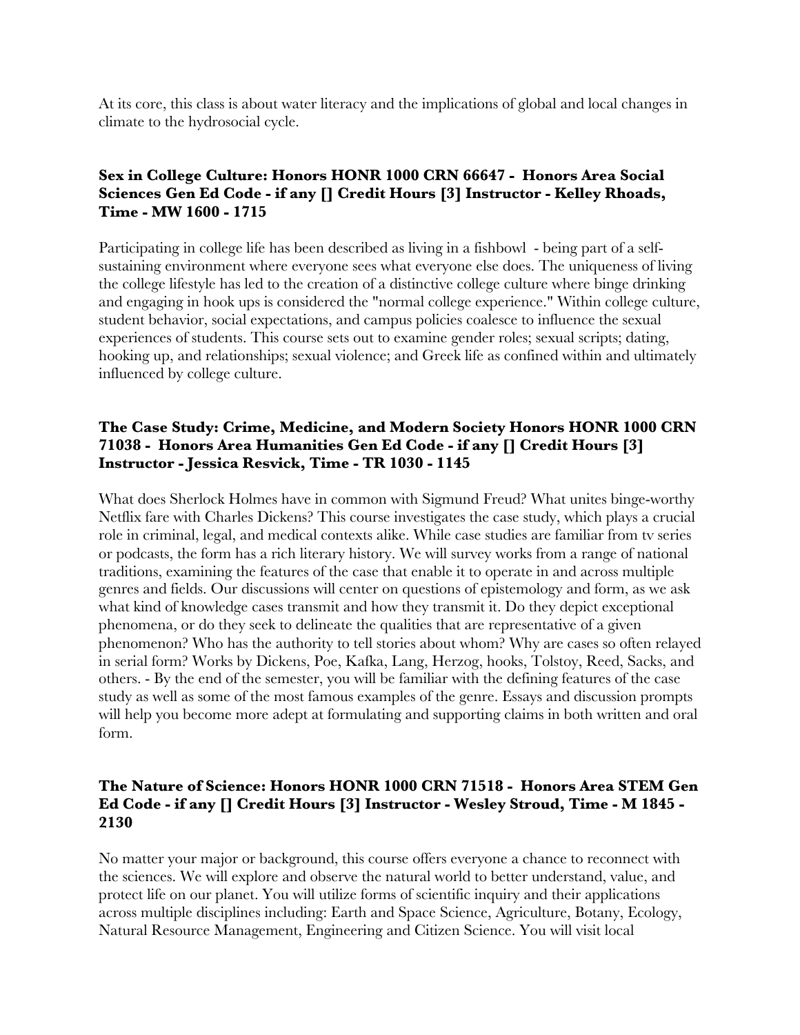At its core, this class is about water literacy and the implications of global and local changes in climate to the hydrosocial cycle.

### Sex in College Culture: Honors HONR 1000 CRN 66647 - Honors Area Social Sciences Gen Ed Code - if any [] Credit Hours [3] Instructor - Kelley Rhoads, Time - MW 1600 - 1715

Participating in college life has been described as living in a fishbowl - being part of a self-sustaining environment where everyone sees what everyone else does. The uniqueness of living the college lifestyle has led to the creation of a distinctive college culture where binge drinking and engaging in hook ups is considered the "normal college experience." Within college culture, student behavior, social expectations, and campus policies coalesce to influence the sexual experiences of students. This course sets out to examine gender roles; sexual scripts; dating, hooking up, and relationships; sexual violence; and Greek life as confined within and ultimately influenced by college culture.

### The Case Study: Crime, Medicine, and Modern Society Honors HONR 1000 CRN 71038 - Honors Area Humanities Gen Ed Code - if any [] Credit Hours [3] Instructor - Jessica Resvick, Time - TR 1030 - 1145

What does Sherlock Holmes have in common with Sigmund Freud? What unites binge-worthy Netflix fare with Charles Dickens? This course investigates the case study, which plays a crucial role in criminal, legal, and medical contexts alike. While case studies are familiar from tv series or podcasts, the form has a rich literary history. We will survey works from a range of national traditions, examining the features of the case that enable it to operate in and across multiple genres and fields. Our discussions will center on questions of epistemology and form, as we ask what kind of knowledge cases transmit and how they transmit it. Do they depict exceptional phenomena, or do they seek to delineate the qualities that are representative of a given phenomenon? Who has the authority to tell stories about whom? Why are cases so often relayed in serial form? Works by Dickens, Poe, Kafka, Lang, Herzog, hooks, Tolstoy, Reed, Sacks, and others. - By the end of the semester, you will be familiar with the defining features of the case study as well as some of the most famous examples of the genre. Essays and discussion prompts will help you become more adept at formulating and supporting claims in both written and oral form.

### The Nature of Science: Honors HONR 1000 CRN 71518 - Honors Area STEM Gen Ed Code - if any [] Credit Hours [3] Instructor - Wesley Stroud, Time - M 1845 - 2130

No matter your major or background, this course offers everyone a chance to reconnect with the sciences. We will explore and observe the natural world to better understand, value, and protect life on our planet. You will utilize forms of scientific inquiry and their applications across multiple disciplines including: Earth and Space Science, Agriculture, Botany, Ecology, Natural Resource Management, Engineering and Citizen Science. You will visit local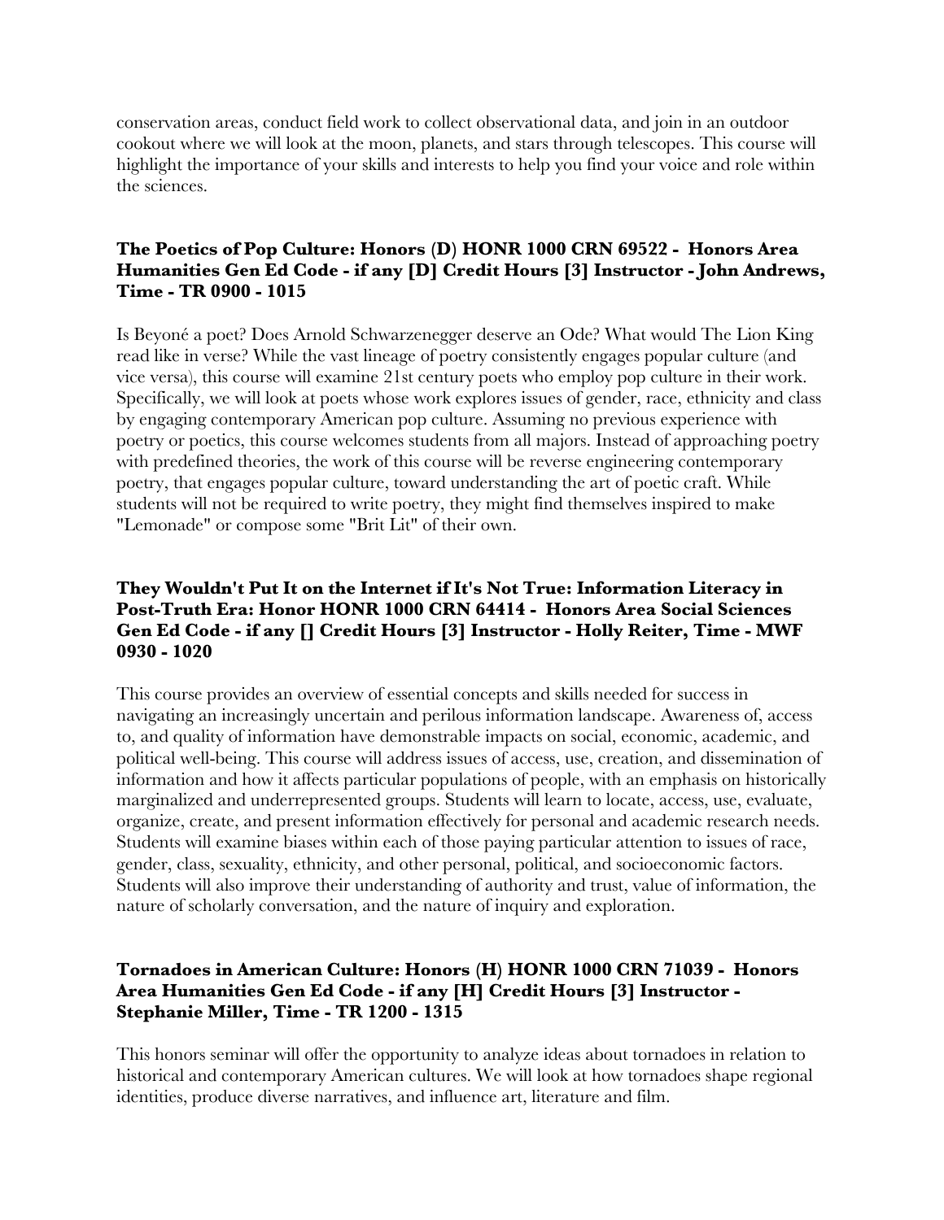conservation areas, conduct field work to collect observational data, and join in an outdoor cookout where we will look at the moon, planets, and stars through telescopes. This course will highlight the importance of your skills and interests to help you find your voice and role within the sciences.

### The Poetics of Pop Culture: Honors (D) HONR 1000 CRN 69522 - Honors Area Humanities Gen Ed Code - if any [D] Credit Hours [3] Instructor - John Andrews, Time - TR 0900 - 1015

Is Beyoné a poet? Does Arnold Schwarzenegger deserve an Ode? What would The Lion King read like in verse? While the vast lineage of poetry consistently engages popular culture (and vice versa), this course will examine 21st century poets who employ pop culture in their work. Specifically, we will look at poets whose work explores issues of gender, race, ethnicity and class by engaging contemporary American pop culture. Assuming no previous experience with poetry or poetics, this course welcomes students from all majors. Instead of approaching poetry with predefined theories, the work of this course will be reverse engineering contemporary poetry, that engages popular culture, toward understanding the art of poetic craft. While students will not be required to write poetry, they might find themselves inspired to make "Lemonade" or compose some "Brit Lit" of their own.

### They Wouldn't Put It on the Internet if It's Not True: Information Literacy in Post-Truth Era: Honor HONR 1000 CRN 64414 - Honors Area Social Sciences Gen Ed Code - if any [] Credit Hours [3] Instructor - Holly Reiter, Time - MWF 0930 - 1020

This course provides an overview of essential concepts and skills needed for success in navigating an increasingly uncertain and perilous information landscape. Awareness of, access to, and quality of information have demonstrable impacts on social, economic, academic, and political well-being. This course will address issues of access, use, creation, and dissemination of information and how it affects particular populations of people, with an emphasis on historically marginalized and underrepresented groups. Students will learn to locate, access, use, evaluate, organize, create, and present information effectively for personal and academic research needs. Students will examine biases within each of those paying particular attention to issues of race, gender, class, sexuality, ethnicity, and other personal, political, and socioeconomic factors. Students will also improve their understanding of authority and trust, value of information, the nature of scholarly conversation, and the nature of inquiry and exploration.

### Tornadoes in American Culture: Honors (H) HONR 1000 CRN 71039 - Honors Area Humanities Gen Ed Code - if any [H] Credit Hours [3] Instructor - Stephanie Miller, Time - TR 1200 - 1315

This honors seminar will offer the opportunity to analyze ideas about tornadoes in relation to historical and contemporary American cultures. We will look at how tornadoes shape regional identities, produce diverse narratives, and influence art, literature and film.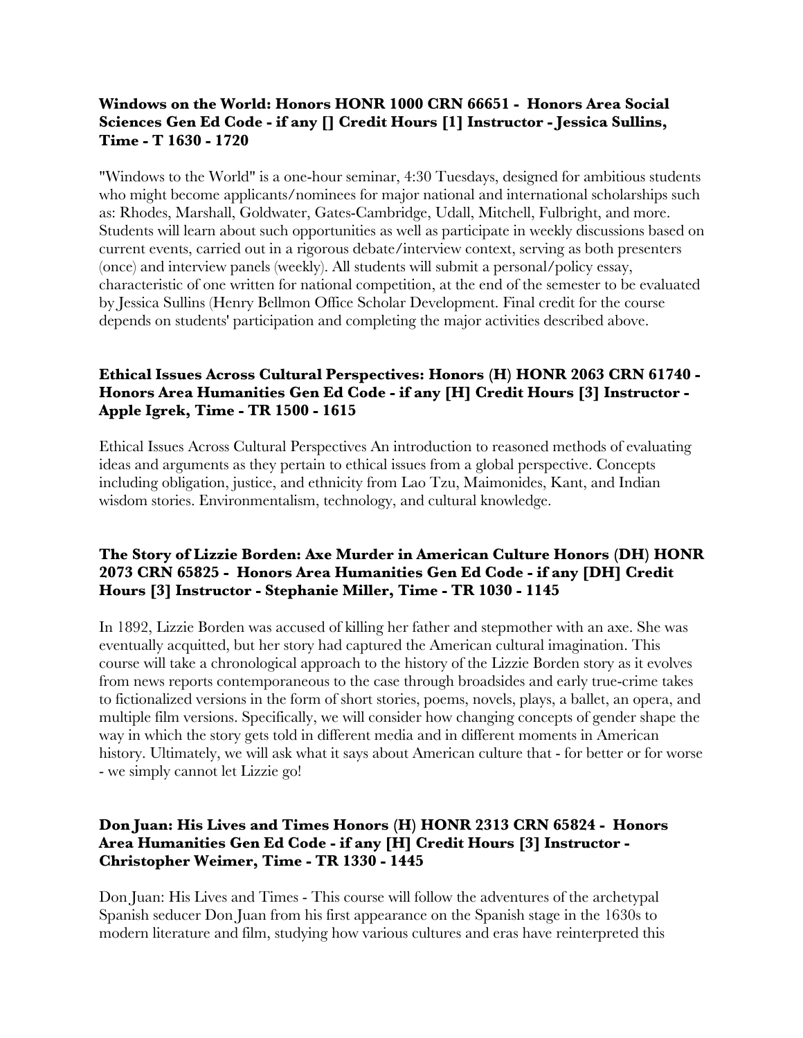**Windows on the World: Honors HONR 1000 CRN 66651 - Honors Area Social Sciences Gen Ed Code - if any [] Credit Hours [1] Instructor - Jessica Sullins, Time - T 1630 - 1720**

"Windows to the World" is a one-hour seminar, 4:30 Tuesdays, designed for ambitious students who might become applicants/nominees for major national and international scholarships such as: Rhodes, Marshall, Goldwater, Gates-Cambridge, Udall, Mitchell, Fulbright, and more. Students will learn about such opportunities as well as participate in weekly discussions based on current events, carried out in a rigorous debate/interview context, serving as both presenters (once) and interview panels (weekly). All students will submit a personal/policy essay, characteristic of one written for national competition, at the end of the semester to be evaluated by Jessica Sullins (Henry Bellmon Office Scholar Development. Final credit for the course depends on students' participation and completing the major activities described above.

**Ethical Issues Across Cultural Perspectives: Honors (H) HONR 2063 CRN 61740 - Honors Area Humanities Gen Ed Code - if any [H] Credit Hours [3] Instructor - Apple Igrek, Time - TR 1500 - 1615**

Ethical Issues Across Cultural Perspectives An introduction to reasoned methods of evaluating ideas and arguments as they pertain to ethical issues from a global perspective. Concepts including obligation, justice, and ethnicity from Lao Tzu, Maimonides, Kant, and Indian wisdom stories. Environmentalism, technology, and cultural knowledge.

**The Story of Lizzie Borden: Axe Murder in American Culture Honors (DH) HONR 2073 CRN 65825 - Honors Area Humanities Gen Ed Code - if any [DH] Credit Hours [3] Instructor - Stephanie Miller, Time - TR 1030 - 1145**

In 1892, Lizzie Borden was accused of killing her father and stepmother with an axe. She was eventually acquitted, but her story had captured the American cultural imagination. This course will take a chronological approach to the history of the Lizzie Borden story as it evolves from news reports contemporaneous to the case through broadsides and early true-crime takes to fictionalized versions in the form of short stories, poems, novels, plays, a ballet, an opera, and multiple film versions. Specifically, we will consider how changing concepts of gender shape the way in which the story gets told in different media and in different moments in American history. Ultimately, we will ask what it says about American culture that - for better or for worse - we simply cannot let Lizzie go!

**Don Juan: His Lives and Times Honors (H) HONR 2313 CRN 65824 - Honors Area Humanities Gen Ed Code - if any [H] Credit Hours [3] Instructor - Christopher Weimer, Time - TR 1330 - 1445**

Don Juan: His Lives and Times - This course will follow the adventures of the archetypal Spanish seducer Don Juan from his first appearance on the Spanish stage in the 1630s to modern literature and film, studying how various cultures and eras have reinterpreted this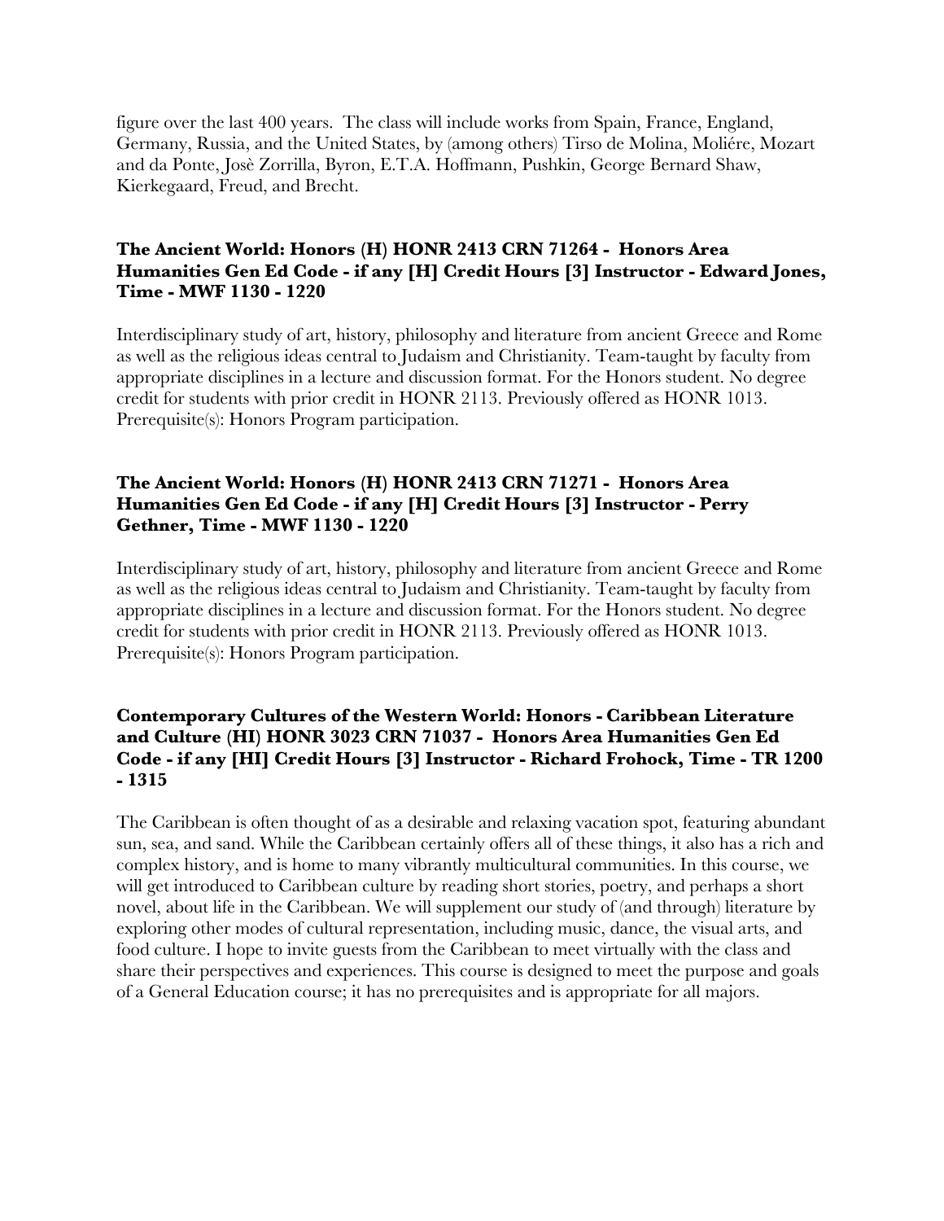figure over the last 400 years. The class will include works from Spain, France, England, Germany, Russia, and the United States, by (among others) Tirso de Molina, Moliére, Mozart and da Ponte, Josè Zorrilla, Byron, E.T.A. Hoffmann, Pushkin, George Bernard Shaw, Kierkegaard, Freud, and Brecht.

### The Ancient World: Honors (H) HONR 2413 CRN 71264 - Honors Area Humanities Gen Ed Code - if any [H] Credit Hours [3] Instructor - Edward Jones, Time - MWF 1130 - 1220

Interdisciplinary study of art, history, philosophy and literature from ancient Greece and Rome as well as the religious ideas central to Judaism and Christianity. Team-taught by faculty from appropriate disciplines in a lecture and discussion format. For the Honors student. No degree credit for students with prior credit in HONR 2113. Previously offered as HONR 1013. Prerequisite(s): Honors Program participation.

### The Ancient World: Honors (H) HONR 2413 CRN 71271 - Honors Area Humanities Gen Ed Code - if any [H] Credit Hours [3] Instructor - Perry Gethner, Time - MWF 1130 - 1220

Interdisciplinary study of art, history, philosophy and literature from ancient Greece and Rome as well as the religious ideas central to Judaism and Christianity. Team-taught by faculty from appropriate disciplines in a lecture and discussion format. For the Honors student. No degree credit for students with prior credit in HONR 2113. Previously offered as HONR 1013. Prerequisite(s): Honors Program participation.

### Contemporary Cultures of the Western World: Honors - Caribbean Literature and Culture (HI) HONR 3023 CRN 71037 - Honors Area Humanities Gen Ed Code - if any [HI] Credit Hours [3] Instructor - Richard Frohock, Time - TR 1200 - 1315

The Caribbean is often thought of as a desirable and relaxing vacation spot, featuring abundant sun, sea, and sand. While the Caribbean certainly offers all of these things, it also has a rich and complex history, and is home to many vibrantly multicultural communities. In this course, we will get introduced to Caribbean culture by reading short stories, poetry, and perhaps a short novel, about life in the Caribbean. We will supplement our study of (and through) literature by exploring other modes of cultural representation, including music, dance, the visual arts, and food culture. I hope to invite guests from the Caribbean to meet virtually with the class and share their perspectives and experiences. This course is designed to meet the purpose and goals of a General Education course; it has no prerequisites and is appropriate for all majors.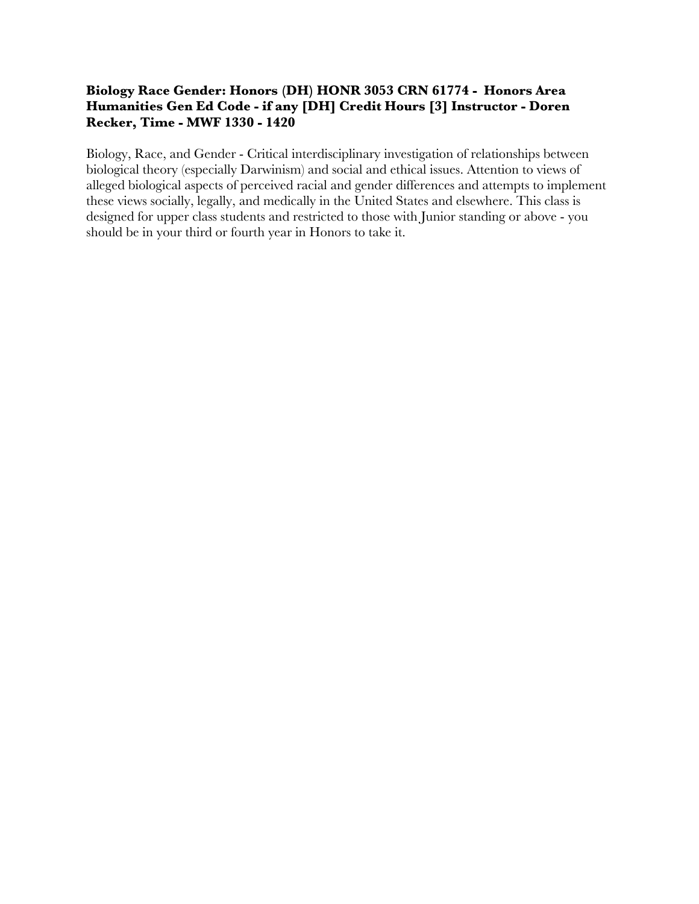**Biology Race Gender: Honors (DH) HONR 3053 CRN 61774 - Honors Area Humanities Gen Ed Code - if any [DH] Credit Hours [3] Instructor - Doren Recker, Time - MWF 1330 - 1420**

Biology, Race, and Gender - Critical interdisciplinary investigation of relationships between biological theory (especially Darwinism) and social and ethical issues. Attention to views of alleged biological aspects of perceived racial and gender differences and attempts to implement these views socially, legally, and medically in the United States and elsewhere. This class is designed for upper class students and restricted to those with Junior standing or above - you should be in your third or fourth year in Honors to take it.